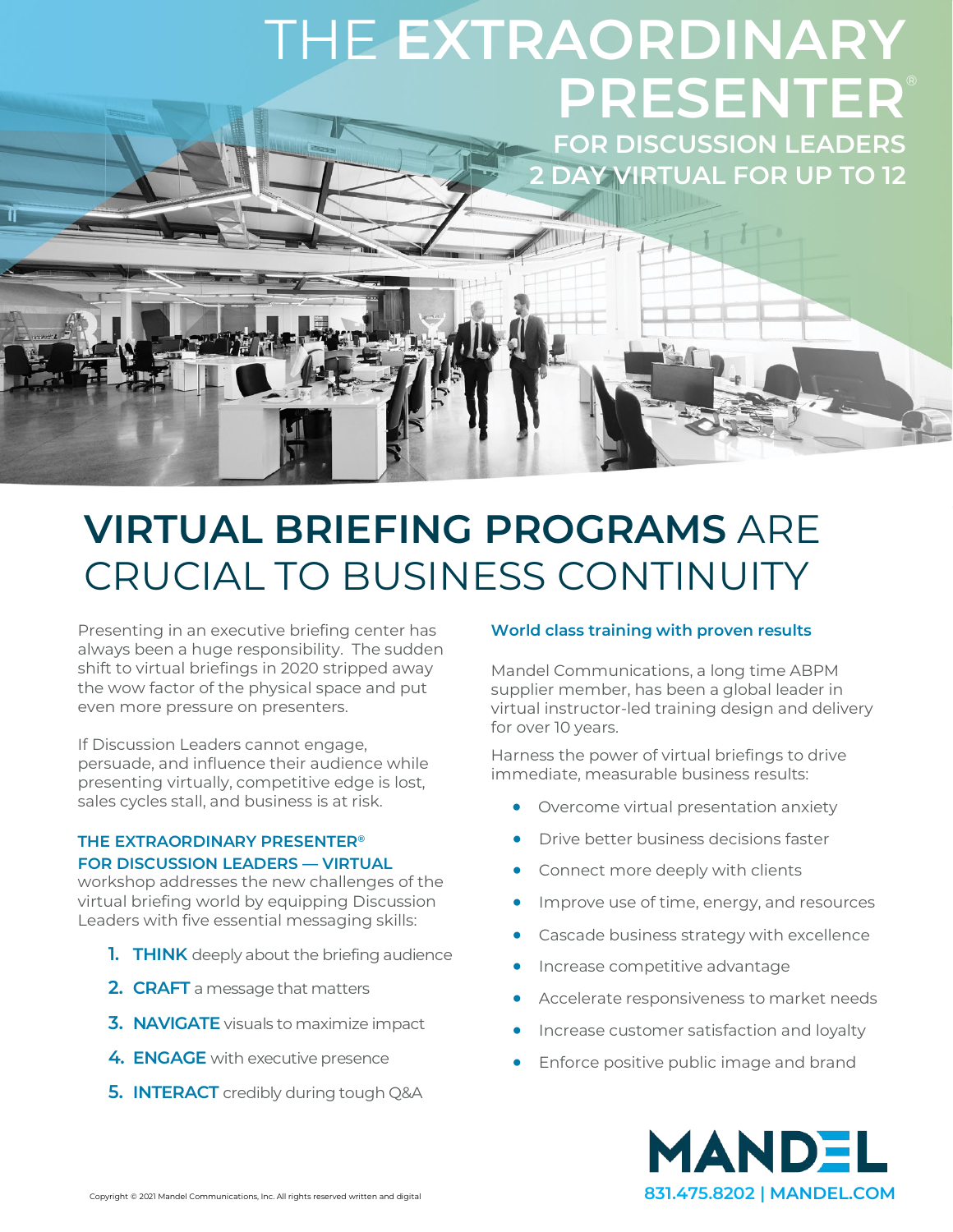# THE **EXTRAORDINARY PRESENTER**®

## FOR DISCUSSION LEADERS
## 2 DAY VIRTUAL FOR UP TO 12

# **VIRTUAL BRIEFING PROGRAMS** ARE CRUCIAL TO BUSINESS CONTINUITY

Presenting in an executive briefing center has always been a huge responsibility. The sudden shift to virtual briefings in 2020 stripped away the wow factor of the physical space and put even more pressure on presenters.

If Discussion Leaders cannot engage, persuade, and influence their audience while presenting virtually, competitive edge is lost, sales cycles stall, and business is at risk.

**THE EXTRAORDINARY PRESENTER® FOR DISCUSSION LEADERS — VIRTUAL** workshop addresses the new challenges of the virtual briefing world by equipping Discussion Leaders with five essential messaging skills:

1. **THINK** deeply about the briefing audience
2. **CRAFT** a message that matters
3. **NAVIGATE** visuals to maximize impact
4. **ENGAGE** with executive presence
5. **INTERACT** credibly during tough Q&A

### World class training with proven results

Mandel Communications, a long time ABPM supplier member, has been a global leader in virtual instructor-led training design and delivery for over 10 years.

Harness the power of virtual briefings to drive immediate, measurable business results:

- Overcome virtual presentation anxiety
- Drive better business decisions faster
- Connect more deeply with clients
- Improve use of time, energy, and resources
- Cascade business strategy with excellence
- Increase competitive advantage
- Accelerate responsiveness to market needs
- Increase customer satisfaction and loyalty
- Enforce positive public image and brand

**MANDEL**

831.475.8202 | MANDEL.COM

Copyright © 2021 Mandel Communications, Inc. All rights reserved written and digital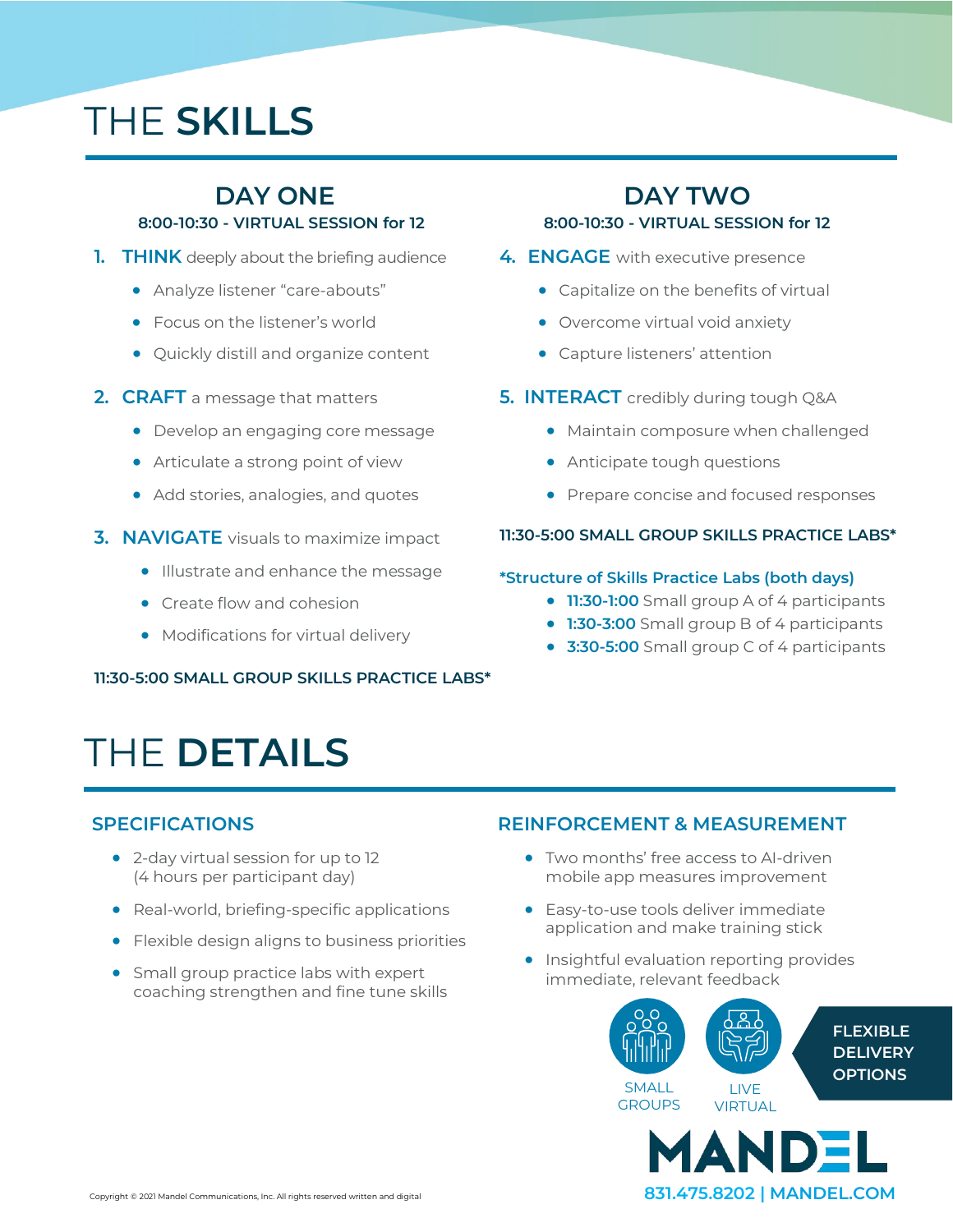# THE SKILLS

## DAY ONE

**8:00-10:30 - VIRTUAL SESSION for 12**

1. **THINK** deeply about the briefing audience
    - Analyze listener "care-abouts"
    - Focus on the listener's world
    - Quickly distill and organize content
2. **CRAFT** a message that matters
    - Develop an engaging core message
    - Articulate a strong point of view
    - Add stories, analogies, and quotes
3. **NAVIGATE** visuals to maximize impact
    - Illustrate and enhance the message
    - Create flow and cohesion
    - Modifications for virtual delivery

**11:30-5:00 SMALL GROUP SKILLS PRACTICE LABS***

## DAY TWO

**8:00-10:30 - VIRTUAL SESSION for 12**

4. **ENGAGE** with executive presence
    - Capitalize on the benefits of virtual
    - Overcome virtual void anxiety
    - Capture listeners' attention
5. **INTERACT** credibly during tough Q&A
    - Maintain composure when challenged
    - Anticipate tough questions
    - Prepare concise and focused responses

**11:30-5:00 SMALL GROUP SKILLS PRACTICE LABS***

**\*Structure of Skills Practice Labs (both days)**

- **11:30-1:00** Small group A of 4 participants
- **1:30-3:00** Small group B of 4 participants
- **3:30-5:00** Small group C of 4 participants

# THE DETAILS

## SPECIFICATIONS

- 2-day virtual session for up to 12 (4 hours per participant day)
- Real-world, briefing-specific applications
- Flexible design aligns to business priorities
- Small group practice labs with expert coaching strengthen and fine tune skills

## REINFORCEMENT & MEASUREMENT

- Two months' free access to AI-driven mobile app measures improvement
- Easy-to-use tools deliver immediate application and make training stick
- Insightful evaluation reporting provides immediate, relevant feedback

SMALL GROUPS

LIVE VIRTUAL

**FLEXIBLE DELIVERY OPTIONS**

MANDEL

**831.475.8202 | MANDEL.COM**

Copyright © 2021 Mandel Communications, Inc. All rights reserved written and digital